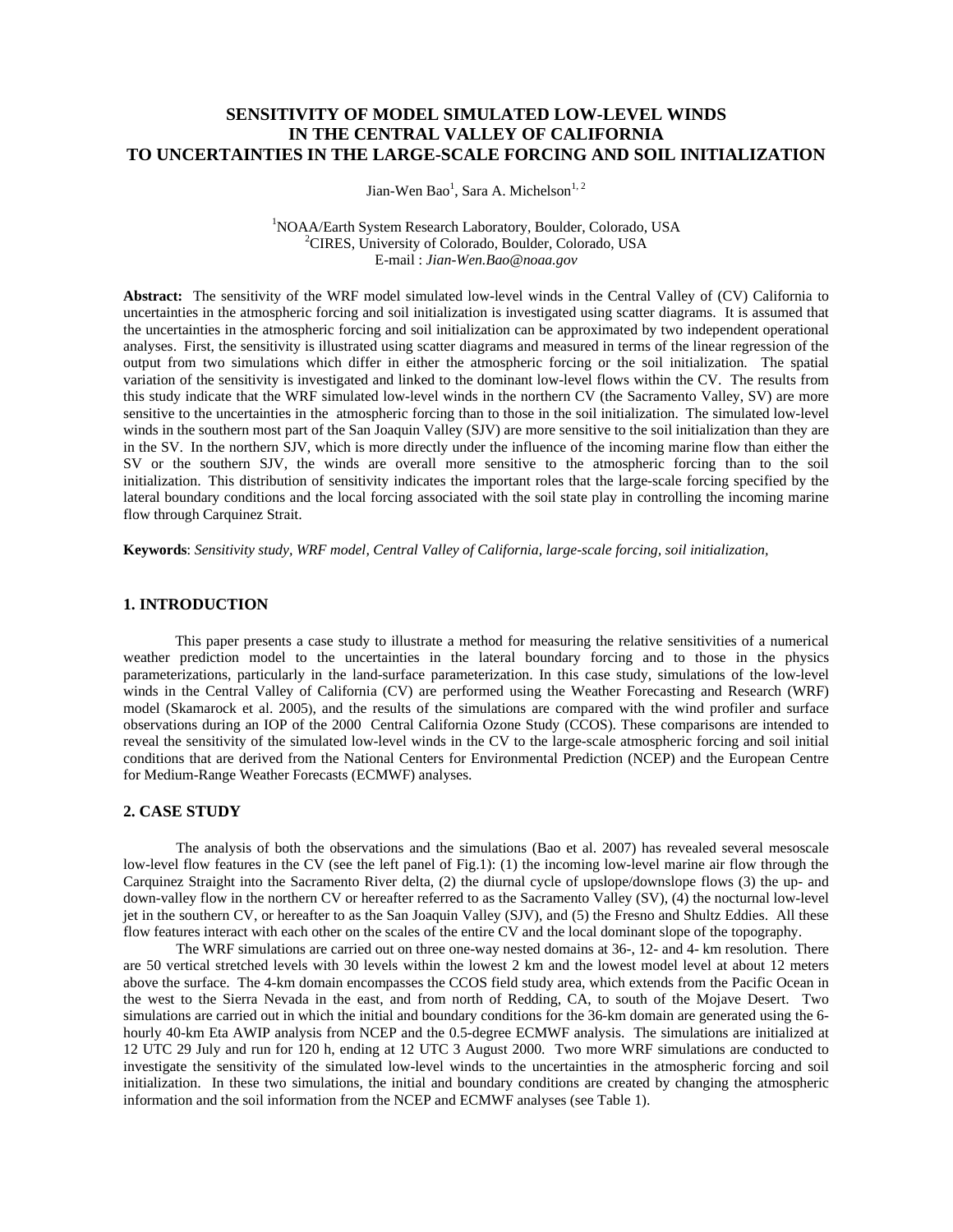# SENSITIVITY OF MODEL SIMULATED LOW-LEVEL WINDS IN THE CENTRAL VALLEY OF CALIFORNIA TO UNCERTAINTIES IN THE LARGE-SCALE FORCING AND SOIL INITIALIZATION

Jian-Wen Bao[1], Sara A. Michelson[1, 2]

[1]NOAA/Earth System Research Laboratory, Boulder, Colorado, USA
[2]CIRES, University of Colorado, Boulder, Colorado, USA
E-mail : *Jian-Wen.Bao@noaa.gov*

**Abstract:** The sensitivity of the WRF model simulated low-level winds in the Central Valley of (CV) California to uncertainties in the atmospheric forcing and soil initialization is investigated using scatter diagrams. It is assumed that the uncertainties in the atmospheric forcing and soil initialization can be approximated by two independent operational analyses. First, the sensitivity is illustrated using scatter diagrams and measured in terms of the linear regression of the output from two simulations which differ in either the atmospheric forcing or the soil initialization. The spatial variation of the sensitivity is investigated and linked to the dominant low-level flows within the CV. The results from this study indicate that the WRF simulated low-level winds in the northern CV (the Sacramento Valley, SV) are more sensitive to the uncertainties in the atmospheric forcing than to those in the soil initialization. The simulated low-level winds in the southern most part of the San Joaquin Valley (SJV) are more sensitive to the soil initialization than they are in the SV. In the northern SJV, which is more directly under the influence of the incoming marine flow than either the SV or the southern SJV, the winds are overall more sensitive to the atmospheric forcing than to the soil initialization. This distribution of sensitivity indicates the important roles that the large-scale forcing specified by the lateral boundary conditions and the local forcing associated with the soil state play in controlling the incoming marine flow through Carquinez Strait.

**Keywords**: *Sensitivity study, WRF model, Central Valley of California, large-scale forcing, soil initialization,*

## 1. INTRODUCTION

This paper presents a case study to illustrate a method for measuring the relative sensitivities of a numerical weather prediction model to the uncertainties in the lateral boundary forcing and to those in the physics parameterizations, particularly in the land-surface parameterization. In this case study, simulations of the low-level winds in the Central Valley of California (CV) are performed using the Weather Forecasting and Research (WRF) model (Skamarock et al. 2005), and the results of the simulations are compared with the wind profiler and surface observations during an IOP of the 2000 Central California Ozone Study (CCOS). These comparisons are intended to reveal the sensitivity of the simulated low-level winds in the CV to the large-scale atmospheric forcing and soil initial conditions that are derived from the National Centers for Environmental Prediction (NCEP) and the European Centre for Medium-Range Weather Forecasts (ECMWF) analyses.

## 2. CASE STUDY

The analysis of both the observations and the simulations (Bao et al. 2007) has revealed several mesoscale low-level flow features in the CV (see the left panel of Fig.1): (1) the incoming low-level marine air flow through the Carquinez Straight into the Sacramento River delta, (2) the diurnal cycle of upslope/downslope flows (3) the up- and down-valley flow in the northern CV or hereafter referred to as the Sacramento Valley (SV), (4) the nocturnal low-level jet in the southern CV, or hereafter to as the San Joaquin Valley (SJV), and (5) the Fresno and Shultz Eddies. All these flow features interact with each other on the scales of the entire CV and the local dominant slope of the topography.

The WRF simulations are carried out on three one-way nested domains at 36-, 12- and 4- km resolution. There are 50 vertical stretched levels with 30 levels within the lowest 2 km and the lowest model level at about 12 meters above the surface. The 4-km domain encompasses the CCOS field study area, which extends from the Pacific Ocean in the west to the Sierra Nevada in the east, and from north of Redding, CA, to south of the Mojave Desert. Two simulations are carried out in which the initial and boundary conditions for the 36-km domain are generated using the 6-hourly 40-km Eta AWIP analysis from NCEP and the 0.5-degree ECMWF analysis. The simulations are initialized at 12 UTC 29 July and run for 120 h, ending at 12 UTC 3 August 2000. Two more WRF simulations are conducted to investigate the sensitivity of the simulated low-level winds to the uncertainties in the atmospheric forcing and soil initialization. In these two simulations, the initial and boundary conditions are created by changing the atmospheric information and the soil information from the NCEP and ECMWF analyses (see Table 1).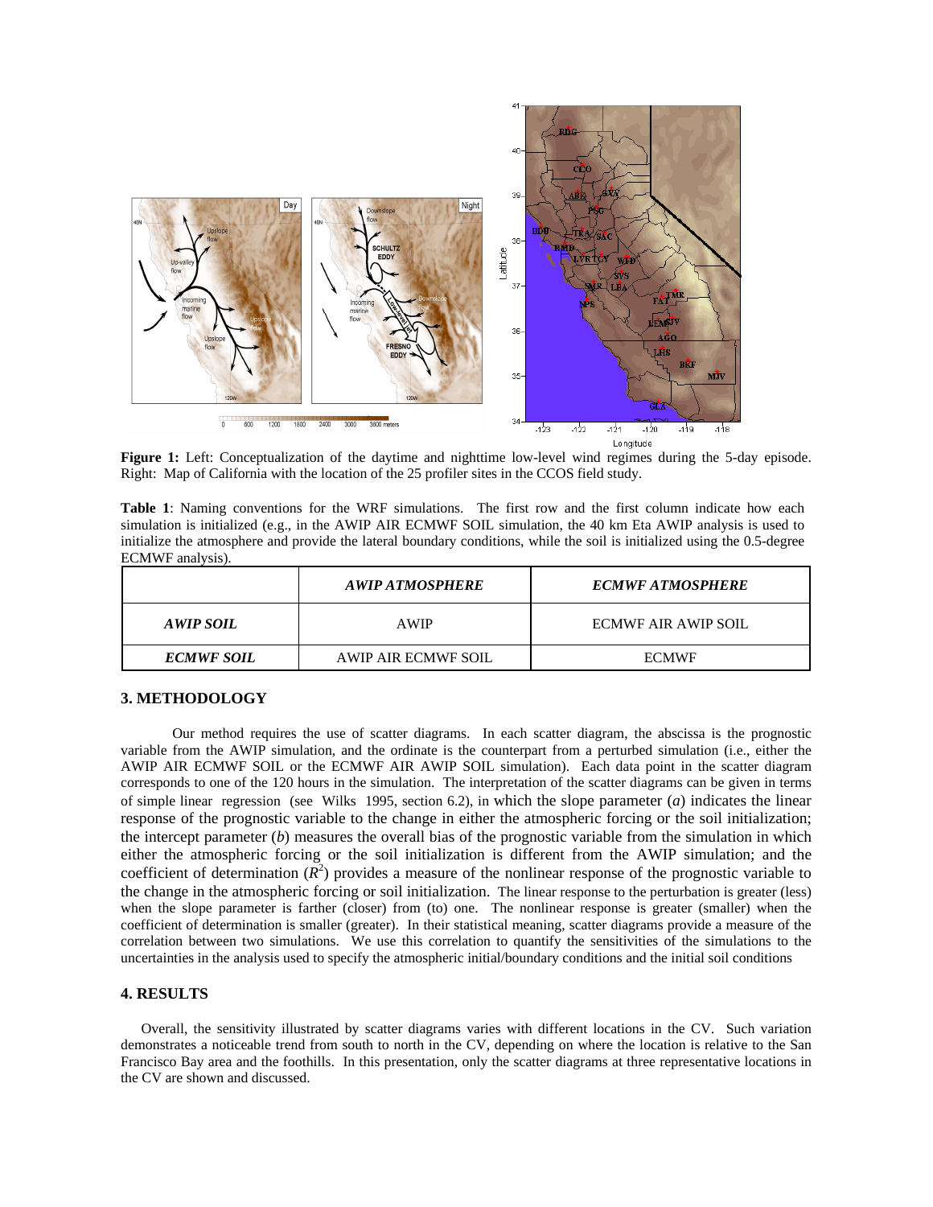**Figure 1:** Left: Conceptualization of the daytime and nighttime low-level wind regimes during the 5-day episode. Right: Map of California with the location of the 25 profiler sites in the CCOS field study.

**Table 1**: Naming conventions for the WRF simulations. The first row and the first column indicate how each simulation is initialized (e.g., in the AWIP AIR ECMWF SOIL simulation, the 40 km Eta AWIP analysis is used to initialize the atmosphere and provide the lateral boundary conditions, while the soil is initialized using the 0.5-degree ECMWF analysis).

| | ***AWIP ATMOSPHERE*** | ***ECMWF ATMOSPHERE*** |
|---|---|---|
| ***AWIP SOIL*** | AWIP | ECMWF AIR AWIP SOIL |
| ***ECMWF SOIL*** | AWIP AIR ECMWF SOIL | ECMWF |

## 3. METHODOLOGY

Our method requires the use of scatter diagrams. In each scatter diagram, the abscissa is the prognostic variable from the AWIP simulation, and the ordinate is the counterpart from a perturbed simulation (i.e., either the AWIP AIR ECMWF SOIL or the ECMWF AIR AWIP SOIL simulation). Each data point in the scatter diagram corresponds to one of the 120 hours in the simulation. The interpretation of the scatter diagrams can be given in terms of simple linear regression (see Wilks 1995, section 6.2), in which the slope parameter ($a$) indicates the linear response of the prognostic variable to the change in either the atmospheric forcing or the soil initialization; the intercept parameter ($b$) measures the overall bias of the prognostic variable from the simulation in which either the atmospheric forcing or the soil initialization is different from the AWIP simulation; and the coefficient of determination ($R^2$) provides a measure of the nonlinear response of the prognostic variable to the change in the atmospheric forcing or soil initialization. The linear response to the perturbation is greater (less) when the slope parameter is farther (closer) from (to) one. The nonlinear response is greater (smaller) when the coefficient of determination is smaller (greater). In their statistical meaning, scatter diagrams provide a measure of the correlation between two simulations. We use this correlation to quantify the sensitivities of the simulations to the uncertainties in the analysis used to specify the atmospheric initial/boundary conditions and the initial soil conditions

## 4. RESULTS

Overall, the sensitivity illustrated by scatter diagrams varies with different locations in the CV. Such variation demonstrates a noticeable trend from south to north in the CV, depending on where the location is relative to the San Francisco Bay area and the foothills. In this presentation, only the scatter diagrams at three representative locations in the CV are shown and discussed.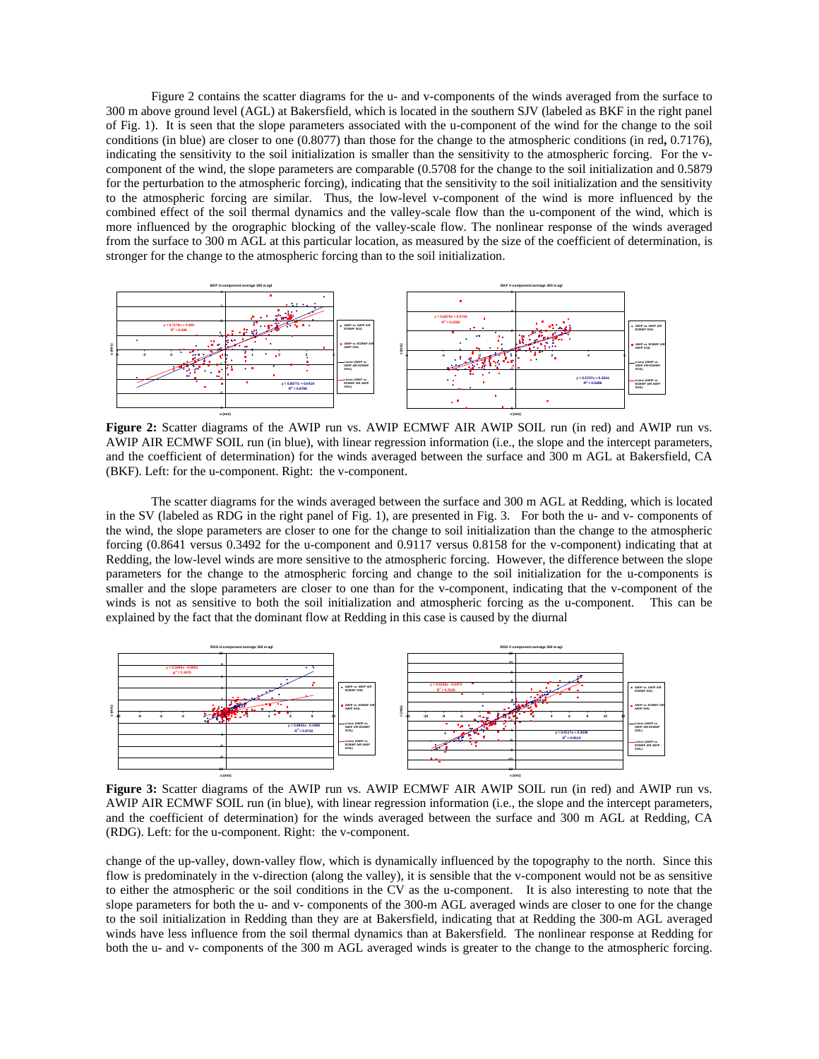Figure 2 contains the scatter diagrams for the u- and v-components of the winds averaged from the surface to 300 m above ground level (AGL) at Bakersfield, which is located in the southern SJV (labeled as BKF in the right panel of Fig. 1). It is seen that the slope parameters associated with the u-component of the wind for the change to the soil conditions (in blue) are closer to one (0.8077) than those for the change to the atmospheric conditions (in red**,** 0.7176), indicating the sensitivity to the soil initialization is smaller than the sensitivity to the atmospheric forcing. For the v-component of the wind, the slope parameters are comparable (0.5708 for the change to the soil initialization and 0.5879 for the perturbation to the atmospheric forcing), indicating that the sensitivity to the soil initialization and the sensitivity to the atmospheric forcing are similar. Thus, the low-level v-component of the wind is more influenced by the combined effect of the soil thermal dynamics and the valley-scale flow than the u-component of the wind, which is more influenced by the orographic blocking of the valley-scale flow. The nonlinear response of the winds averaged from the surface to 300 m AGL at this particular location, as measured by the size of the coefficient of determination, is stronger for the change to the atmospheric forcing than to the soil initialization.

**Figure 2:** Scatter diagrams of the AWIP run vs. AWIP ECMWF AIR AWIP SOIL run (in red) and AWIP run vs. AWIP AIR ECMWF SOIL run (in blue), with linear regression information (i.e., the slope and the intercept parameters, and the coefficient of determination) for the winds averaged between the surface and 300 m AGL at Bakersfield, CA (BKF). Left: for the u-component. Right: the v-component.

The scatter diagrams for the winds averaged between the surface and 300 m AGL at Redding, which is located in the SV (labeled as RDG in the right panel of Fig. 1), are presented in Fig. 3. For both the u- and v- components of the wind, the slope parameters are closer to one for the change to soil initialization than the change to the atmospheric forcing (0.8641 versus 0.3492 for the u-component and 0.9117 versus 0.8158 for the v-component) indicating that at Redding, the low-level winds are more sensitive to the atmospheric forcing. However, the difference between the slope parameters for the change to the atmospheric forcing and change to the soil initialization for the u-components is smaller and the slope parameters are closer to one than for the v-component, indicating that the v-component of the winds is not as sensitive to both the soil initialization and atmospheric forcing as the u-component. This can be explained by the fact that the dominant flow at Redding in this case is caused by the diurnal

**Figure 3:** Scatter diagrams of the AWIP run vs. AWIP ECMWF AIR AWIP SOIL run (in red) and AWIP run vs. AWIP AIR ECMWF SOIL run (in blue), with linear regression information (i.e., the slope and the intercept parameters, and the coefficient of determination) for the winds averaged between the surface and 300 m AGL at Redding, CA (RDG). Left: for the u-component. Right: the v-component.

change of the up-valley, down-valley flow, which is dynamically influenced by the topography to the north. Since this flow is predominately in the v-direction (along the valley), it is sensible that the v-component would not be as sensitive to either the atmospheric or the soil conditions in the CV as the u-component. It is also interesting to note that the slope parameters for both the u- and v- components of the 300-m AGL averaged winds are closer to one for the change to the soil initialization in Redding than they are at Bakersfield, indicating that at Redding the 300-m AGL averaged winds have less influence from the soil thermal dynamics than at Bakersfield. The nonlinear response at Redding for both the u- and v- components of the 300 m AGL averaged winds is greater to the change to the atmospheric forcing.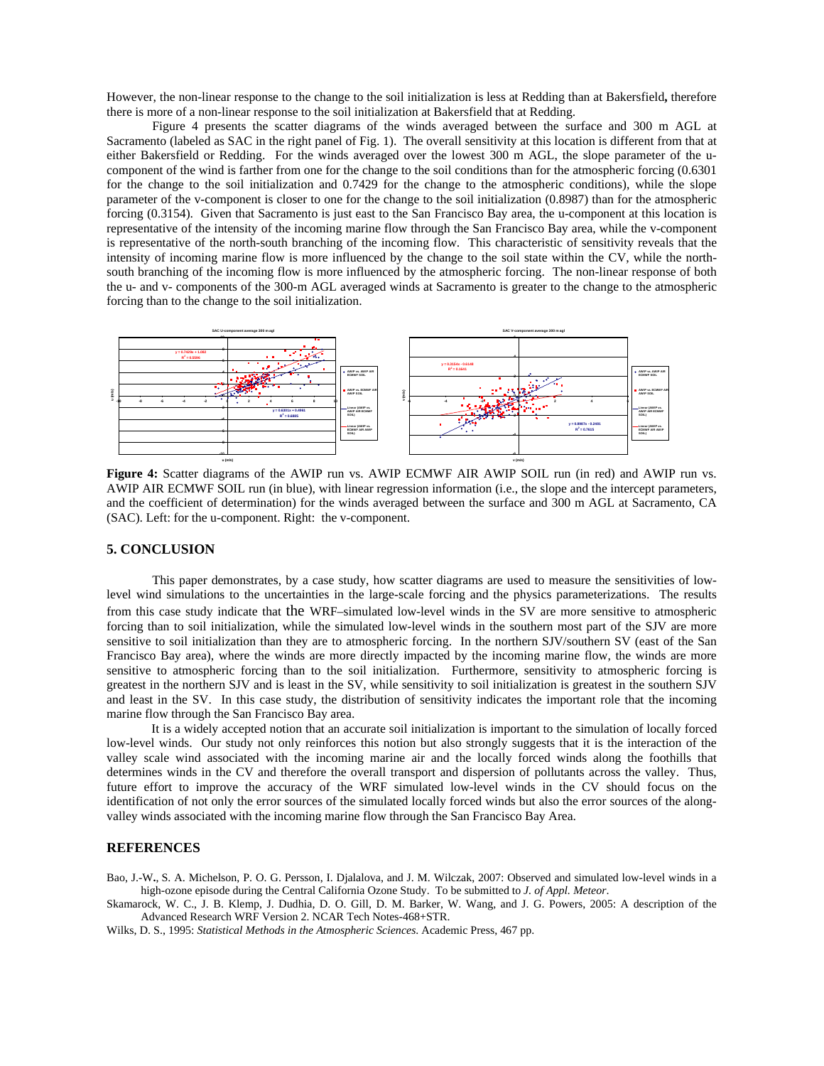However, the non-linear response to the change to the soil initialization is less at Redding than at Bakersfield**,** therefore there is more of a non-linear response to the soil initialization at Bakersfield that at Redding.

Figure 4 presents the scatter diagrams of the winds averaged between the surface and 300 m AGL at Sacramento (labeled as SAC in the right panel of Fig. 1). The overall sensitivity at this location is different from that at either Bakersfield or Redding. For the winds averaged over the lowest 300 m AGL, the slope parameter of the u-component of the wind is farther from one for the change to the soil conditions than for the atmospheric forcing (0.6301 for the change to the soil initialization and 0.7429 for the change to the atmospheric conditions), while the slope parameter of the v-component is closer to one for the change to the soil initialization (0.8987) than for the atmospheric forcing (0.3154). Given that Sacramento is just east to the San Francisco Bay area, the u-component at this location is representative of the intensity of the incoming marine flow through the San Francisco Bay area, while the v-component is representative of the north-south branching of the incoming flow. This characteristic of sensitivity reveals that the intensity of incoming marine flow is more influenced by the change to the soil state within the CV, while the north-south branching of the incoming flow is more influenced by the atmospheric forcing. The non-linear response of both the u- and v- components of the 300-m AGL averaged winds at Sacramento is greater to the change to the atmospheric forcing than to the change to the soil initialization.

SAC U-component average 300 m agl

y = 0.7429x + 1.082
$R^2$ = 0.5596

y = 0.6301x + 0.4961
$R^2$ = 0.6805

u (m/s)

AWIP vs. AWIP AIR ECMWF SOIL

AWIP vs. ECMWF AIR AWIP SOIL

Linear (AWIP vs. AWIP AIR ECMWF SOIL)

Linear (AWIP vs. ECMWF AIR AWIP SOIL)

SAC V-component average 300 m agl

y = 0.3154x - 0.6148
$R^2$ = 0.1641

y = 0.8987x - 0.2481
$R^2$ = 0.7615

v (m/s)

AWIP vs. AWIP AIR ECMWF SOIL

AWIP vs. ECMWF AIR AWIP SOIL

Linear (AWIP vs. AWIP AIR ECMWF SOIL)

Linear (AWIP vs. ECMWF AIR AWIP SOIL)

**Figure 4:** Scatter diagrams of the AWIP run vs. AWIP ECMWF AIR AWIP SOIL run (in red) and AWIP run vs. AWIP AIR ECMWF SOIL run (in blue), with linear regression information (i.e., the slope and the intercept parameters, and the coefficient of determination) for the winds averaged between the surface and 300 m AGL at Sacramento, CA (SAC). Left: for the u-component. Right: the v-component.

## 5. CONCLUSION

This paper demonstrates, by a case study, how scatter diagrams are used to measure the sensitivities of low-level wind simulations to the uncertainties in the large-scale forcing and the physics parameterizations. The results from this case study indicate that the WRF–simulated low-level winds in the SV are more sensitive to atmospheric forcing than to soil initialization, while the simulated low-level winds in the southern most part of the SJV are more sensitive to soil initialization than they are to atmospheric forcing. In the northern SJV/southern SV (east of the San Francisco Bay area), where the winds are more directly impacted by the incoming marine flow, the winds are more sensitive to atmospheric forcing than to the soil initialization. Furthermore, sensitivity to atmospheric forcing is greatest in the northern SJV and is least in the SV, while sensitivity to soil initialization is greatest in the southern SJV and least in the SV. In this case study, the distribution of sensitivity indicates the important role that the incoming marine flow through the San Francisco Bay area.

It is a widely accepted notion that an accurate soil initialization is important to the simulation of locally forced low-level winds. Our study not only reinforces this notion but also strongly suggests that it is the interaction of the valley scale wind associated with the incoming marine air and the locally forced winds along the foothills that determines winds in the CV and therefore the overall transport and dispersion of pollutants across the valley. Thus, future effort to improve the accuracy of the WRF simulated low-level winds in the CV should focus on the identification of not only the error sources of the simulated locally forced winds but also the error sources of the along-valley winds associated with the incoming marine flow through the San Francisco Bay Area.

## REFERENCES

Bao, J.-W., S. A. Michelson, P. O. G. Persson, I. Djalalova, and J. M. Wilczak, 2007: Observed and simulated low-level winds in a high-ozone episode during the Central California Ozone Study. To be submitted to *J. of Appl. Meteor*.

Skamarock, W. C., J. B. Klemp, J. Dudhia, D. O. Gill, D. M. Barker, W. Wang, and J. G. Powers, 2005: A description of the Advanced Research WRF Version 2. NCAR Tech Notes-468+STR.

Wilks, D. S., 1995: *Statistical Methods in the Atmospheric Sciences.* Academic Press, 467 pp.